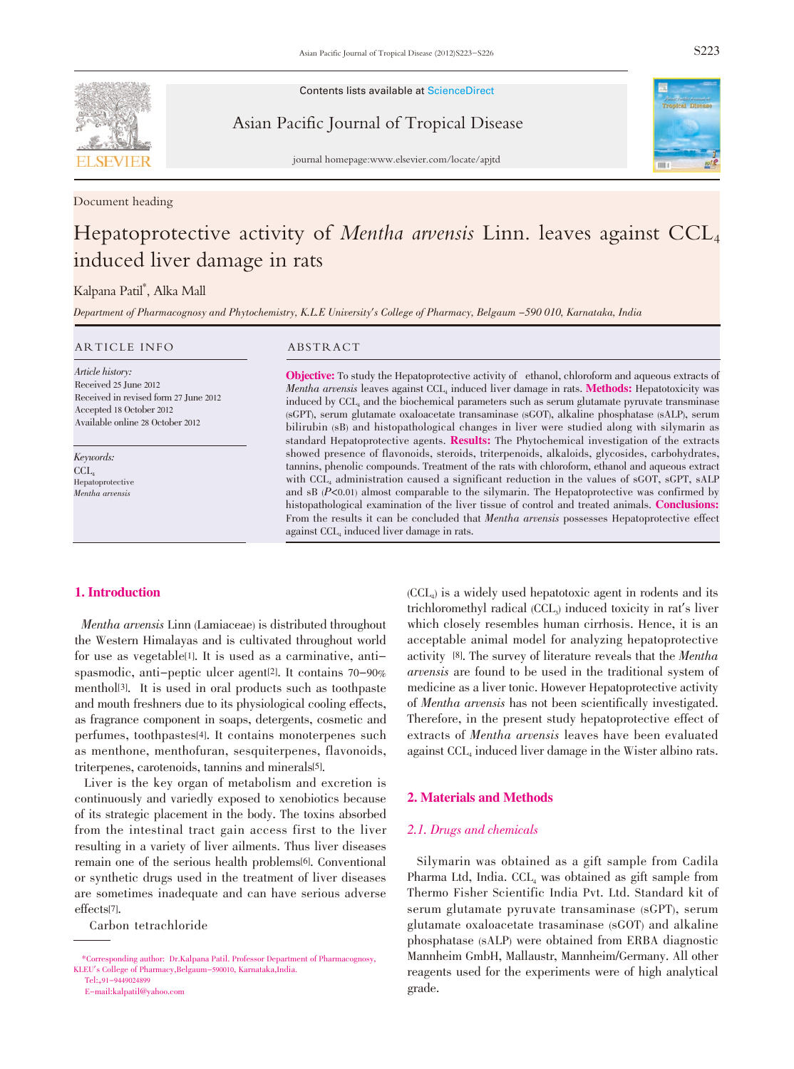Contents lists available at ScienceDirect

Asian Pacific Journal of Tropical Disease

journal homepage:www.elsevier.com/locate/apjtd

Document heading

# Hepatoprotective activity of *Mentha arvensis* Linn. leaves against $CCL_4$ induced liver damage in rats

Kalpana Patil*, Alka Mall

*Department of Pharmacognosy and Phytochemistry, K.L.E University's College of Pharmacy, Belgaum –590 010, Karnataka, India*

## ARTICLE INFO

*Article history:*
Received 25 June 2012
Received in revised form 27 June 2012
Accepted 18 October 2012
Available online 28 October 2012

*Keywords:*
$CCL_4$
Hepatoprotective
*Mentha arvensis*

## ABSTRACT

**Objective:** To study the Hepatoprotective activity of ethanol, chloroform and aqueous extracts of *Mentha arvensis* leaves against $CCL_4$ induced liver damage in rats. **Methods:** Hepatotoxicity was induced by $CCL_4$ and the biochemical parameters such as serum glutamate pyruvate transminase (sGPT), serum glutamate oxaloacetate transaminase (sGOT), alkaline phosphatase (sALP), serum bilirubin (sB) and histopathological changes in liver were studied along with silymarin as standard Hepatoprotective agents. **Results:** The Phytochemical investigation of the extracts showed presence of flavonoids, steroids, triterpenoids, alkaloids, glycosides, carbohydrates, tannins, phenolic compounds. Treatment of the rats with chloroform, ethanol and aqueous extract with $CCL_4$ administration caused a significant reduction in the values of sGOT, sGPT, sALP and sB ($P<0.01$) almost comparable to the silymarin. The Hepatoprotective was confirmed by histopathological examination of the liver tissue of control and treated animals. **Conclusions:** From the results it can be concluded that *Mentha arvensis* possesses Hepatoprotective effect against $CCL_4$ induced liver damage in rats.

## 1. Introduction

*Mentha arvensis* Linn (Lamiaceae) is distributed throughout the Western Himalayas and is cultivated throughout world for use as vegetable[1]. It is used as a carminative, anti-spasmodic, anti-peptic ulcer agent[2]. It contains 70-90% menthol[3]. It is used in oral products such as toothpaste and mouth freshners due to its physiological cooling effects, as fragrance component in soaps, detergents, cosmetic and perfumes, toothpastes[4]. It contains monoterpenes such as menthone, menthofuran, sesquiterpenes, flavonoids, triterpenes, carotenoids, tannins and minerals[5].

Liver is the key organ of metabolism and excretion is continuously and variedly exposed to xenobiotics because of its strategic placement in the body. The toxins absorbed from the intestinal tract gain access first to the liver resulting in a variety of liver ailments. Thus liver diseases remain one of the serious health problems[6]. Conventional or synthetic drugs used in the treatment of liver diseases are sometimes inadequate and can have serious adverse effects[7].

Carbon tetrachloride ($CCL_4$) is a widely used hepatotoxic agent in rodents and its trichloromethyl radical ($CCL_3$) induced toxicity in rat's liver which closely resembles human cirrhosis. Hence, it is an acceptable animal model for analyzing hepatoprotective activity [8]. The survey of literature reveals that the *Mentha arvensis* are found to be used in the traditional system of medicine as a liver tonic. However Hepatoprotective activity of *Mentha arvensis* has not been scientifically investigated. Therefore, in the present study hepatoprotective effect of extracts of *Mentha arvensis* leaves have been evaluated against $CCL_4$ induced liver damage in the Wister albino rats.

## 2. Materials and Methods

### 2.1. Drugs and chemicals

Silymarin was obtained as a gift sample from Cadila Pharma Ltd, India. $CCL_4$ was obtained as gift sample from Thermo Fisher Scientific India Pvt. Ltd. Standard kit of serum glutamate pyruvate transaminase (sGPT), serum glutamate oxaloacetate trasaminase (sGOT) and alkaline phosphatase (sALP) were obtained from ERBA diagnostic Mannheim GmbH, Mallaustr, Mannheim/Germany. All other reagents used for the experiments were of high analytical grade.

*Corresponding author: Dr.Kalpana Patil. Professor Department of Pharmacognosy, KLEU's College of Pharmacy,Belgaum-590010, Karnataka,India.
Tel:,91-9449024899
E-mail:kalpatil@yahoo.com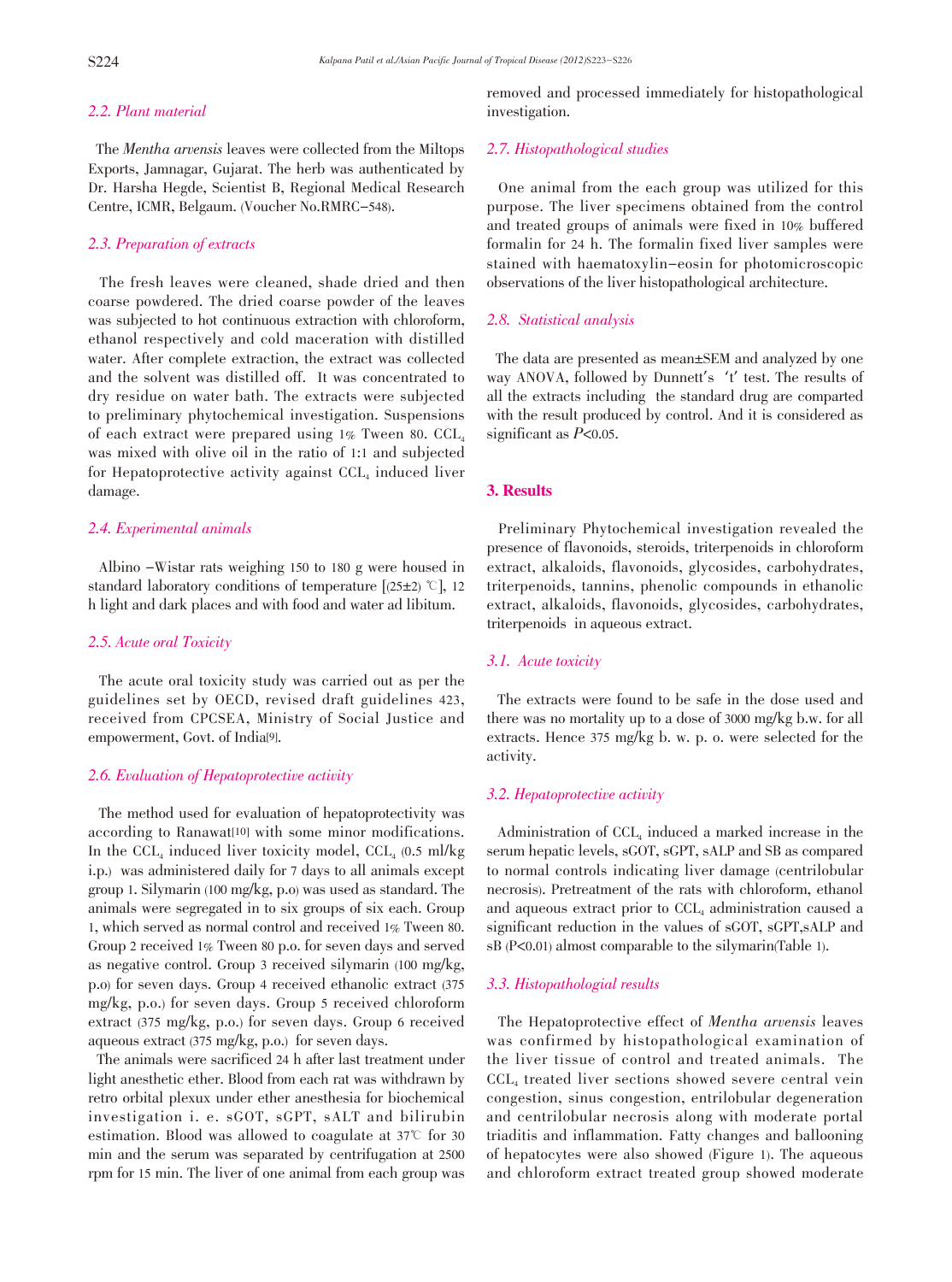### 2.2. Plant material

The *Mentha arvensis* leaves were collected from the Miltops Exports, Jamnagar, Gujarat. The herb was authenticated by Dr. Harsha Hegde, Scientist B, Regional Medical Research Centre, ICMR, Belgaum. (Voucher No.RMRC–548).

### 2.3. Preparation of extracts

The fresh leaves were cleaned, shade dried and then coarse powdered. The dried coarse powder of the leaves was subjected to hot continuous extraction with chloroform, ethanol respectively and cold maceration with distilled water. After complete extraction, the extract was collected and the solvent was distilled off. It was concentrated to dry residue on water bath. The extracts were subjected to preliminary phytochemical investigation. Suspensions of each extract were prepared using 1% Tween 80. $CCL_4$ was mixed with olive oil in the ratio of 1:1 and subjected for Hepatoprotective activity against $CCL_4$ induced liver damage.

### 2.4. Experimental animals

Albino –Wistar rats weighing 150 to 180 g were housed in standard laboratory conditions of temperature [(25±2) ℃], 12 h light and dark places and with food and water ad libitum.

### 2.5. Acute oral Toxicity

The acute oral toxicity study was carried out as per the guidelines set by OECD, revised draft guidelines 423, received from CPCSEA, Ministry of Social Justice and empowerment, Govt. of India[9].

### 2.6. Evaluation of Hepatoprotective activity

The method used for evaluation of hepatoprotectivity was according to Ranawat[10] with some minor modifications. In the $CCL_4$ induced liver toxicity model, $CCL_4$ (0.5 ml/kg i.p.) was administered daily for 7 days to all animals except group 1. Silymarin (100 mg/kg, p.o) was used as standard. The animals were segregated in to six groups of six each. Group 1, which served as normal control and received 1% Tween 80. Group 2 received 1% Tween 80 p.o. for seven days and served as negative control. Group 3 received silymarin (100 mg/kg, p.o) for seven days. Group 4 received ethanolic extract (375 mg/kg, p.o.) for seven days. Group 5 received chloroform extract (375 mg/kg, p.o.) for seven days. Group 6 received aqueous extract (375 mg/kg, p.o.) for seven days.

The animals were sacrificed 24 h after last treatment under light anesthetic ether. Blood from each rat was withdrawn by retro orbital plexux under ether anesthesia for biochemical investigation i. e. sGOT, sGPT, sALT and bilirubin estimation. Blood was allowed to coagulate at 37℃ for 30 min and the serum was separated by centrifugation at 2500 rpm for 15 min. The liver of one animal from each group was removed and processed immediately for histopathological investigation.

### 2.7. Histopathological studies

One animal from the each group was utilized for this purpose. The liver specimens obtained from the control and treated groups of animals were fixed in 10% buffered formalin for 24 h. The formalin fixed liver samples were stained with haematoxylin–eosin for photomicroscopic observations of the liver histopathological architecture.

### 2.8. Statistical analysis

The data are presented as mean±SEM and analyzed by one way ANOVA, followed by Dunnett's 't' test. The results of all the extracts including the standard drug are comparted with the result produced by control. And it is considered as significant as $P<0.05$.

## 3. Results

Preliminary Phytochemical investigation revealed the presence of flavonoids, steroids, triterpenoids in chloroform extract, alkaloids, flavonoids, glycosides, carbohydrates, triterpenoids, tannins, phenolic compounds in ethanolic extract, alkaloids, flavonoids, glycosides, carbohydrates, triterpenoids in aqueous extract.

### 3.1. Acute toxicity

The extracts were found to be safe in the dose used and there was no mortality up to a dose of 3000 mg/kg b.w. for all extracts. Hence 375 mg/kg b. w. p. o. were selected for the activity.

### 3.2. Hepatoprotective activity

Administration of $CCL_4$ induced a marked increase in the serum hepatic levels, sGOT, sGPT, sALP and SB as compared to normal controls indicating liver damage (centrilobular necrosis). Pretreatment of the rats with chloroform, ethanol and aqueous extract prior to $CCL_4$ administration caused a significant reduction in the values of sGOT, sGPT,sALP and sB ($P<0.01$) almost comparable to the silymarin(Table 1).

### 3.3. Histopathologial results

The Hepatoprotective effect of *Mentha arvensis* leaves was confirmed by histopathological examination of the liver tissue of control and treated animals. The $CCL_4$ treated liver sections showed severe central vein congestion, sinus congestion, entrilobular degeneration and centrilobular necrosis along with moderate portal triaditis and inflammation. Fatty changes and ballooning of hepatocytes were also showed (Figure 1). The aqueous and chloroform extract treated group showed moderate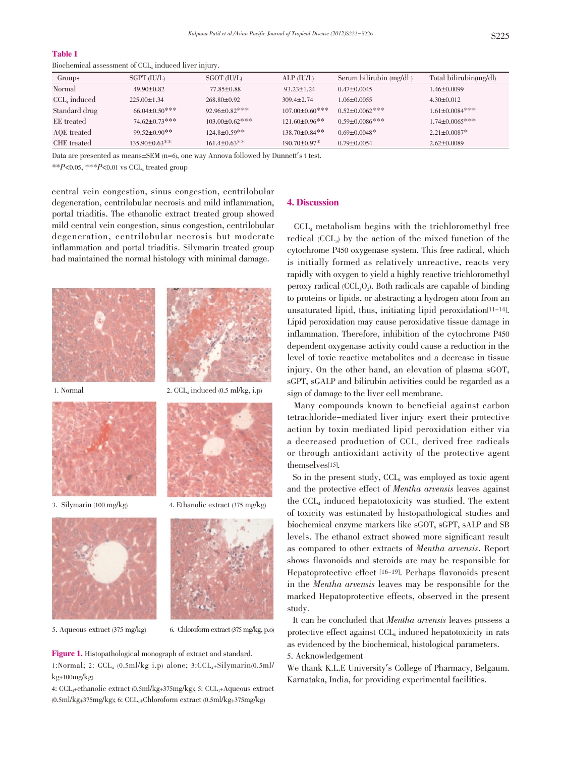**Table 1**

Biochemical assessment of $CCl_4$ induced liver injury.

| Groups | SGPT (IU/L) | SGOT (IU/L) | ALP (IU/L) | Serum bilirubin (mg/dl ) | Total bilirubin(mg/dl) |
|---|---|---|---|---|---|
| Normal | 49.90±0.82 | 77.85±0.88 | 93.23±1.24 | 0.47±0.0045 | 1.46±0.0099 |
| $CCl_4$ induced | 225.00±1.34 | 268.80±0.92 | 309.4±2.74 | 1.06±0.0055 | 4.30±0.012 |
| Standard drug | 66.04±0.50*** | 92.96±0.82*** | 107.00±0.60*** | 0.52±0.0062*** | 1.61±0.0084*** |
| EE treated | 74.62±0.73*** | 103.00±0.62*** | 121.60±0.96** | 0.59±0.0086*** | 1.74±0.0065*** |
| AQE treated | 99.52±0.90** | 124.8±0.59** | 138.70±0.84** | 0.69±0.0048* | 2.21±0.0087* |
| CHE treated | 135.90±0.63** | 161.4±0.63** | 190.70±0.97* | 0.79±0.0054 | 2.62±0.0089 |

Data are presented as means±SEM (n=6), one way Annova followed by Dunnett's t test.

**$P<0.05$, ***$P<0.01$ vs $CCl_4$ treated group

central vein congestion, sinus congestion, centrilobular degeneration, centrilobular necrosis and mild inflammation, portal triaditis. The chloroform extract treated group showed mild central vein congestion, sinus congestion, centrilobular degeneration, centrilobular necrosis but moderate inflammation and portal triaditis. Silymarin treated group had maintained the normal histology with minimal damage.

1. Normal

2. $CCl_4$ induced (0.5 ml/kg, i.p)

3. Silymarin (100 mg/kg)

4. Ethanolic extract (375 mg/kg)

5. Aqueous extract (375 mg/kg)

6. Chloroform extract (375 mg/kg, p.o)

**Figure 1.** Histopathological monograph of extract and standard.
1:Normal; 2: $CCl_4$ (0.5ml/kg i.p) alone; 3:$CCl_4$+Silymarin(0.5ml/kg+100mg/kg)
4: $CCl_4$+ethanolic extract (0.5ml/kg+375mg/kg); 5: $CCl_4$+Aqueous extract (0.5ml/kg+375mg/kg); 6: $CCl_4$+Chloroform extract (0.5ml/kg+375mg/kg)

## 4. Discussion

$CCl_4$ metabolism begins with the trichloromethyl free radical ($CCl_3$) by the action of the mixed function of the cytochrome P450 oxygenase system. This free radical, which is initially formed as relatively unreactive, reacts very rapidly with oxygen to yield a highly reactive trichloromethyl peroxy radical ($CCl_3O_2$). Both radicals are capable of binding to proteins or lipids, or abstracting a hydrogen atom from an unsaturated lipid, thus, initiating lipid peroxidation[11-14]. Lipid peroxidation may cause peroxidative tissue damage in inflammation. Therefore, inhibition of the cytochrome P450 dependent oxygenase activity could cause a reduction in the level of toxic reactive metabolites and a decrease in tissue injury. On the other hand, an elevation of plasma sGOT, sGPT, sGALP and bilirubin activities could be regarded as a sign of damage to the liver cell membrane.

Many compounds known to beneficial against carbon tetrachloride-mediated liver injury exert their protective action by toxin mediated lipid peroxidation either via a decreased production of $CCl_4$ derived free radicals or through antioxidant activity of the protective agent themselves[15].

So in the present study, $CCl_4$ was employed as toxic agent and the protective effect of *Mentha arvensis* leaves against the $CCl_4$ induced hepatotoxicity was studied. The extent of toxicity was estimated by histopathological studies and biochemical enzyme markers like sGOT, sGPT, sALP and SB levels. The ethanol extract showed more significant result as compared to other extracts of *Mentha arvensis*. Report shows flavonoids and steroids are may be responsible for Hepatoprotective effect [16-19]. Perhaps flavonoids present in the *Mentha arvensis* leaves may be responsible for the marked Hepatoprotective effects, observed in the present study.

It can be concluded that *Mentha arvensis* leaves possess a protective effect against $CCl_4$ induced hepatotoxicity in rats as evidenced by the biochemical, histological parameters.

5. Acknowledgement

We thank K.L.E University's College of Pharmacy, Belgaum. Karnataka, India, for providing experimental facilities.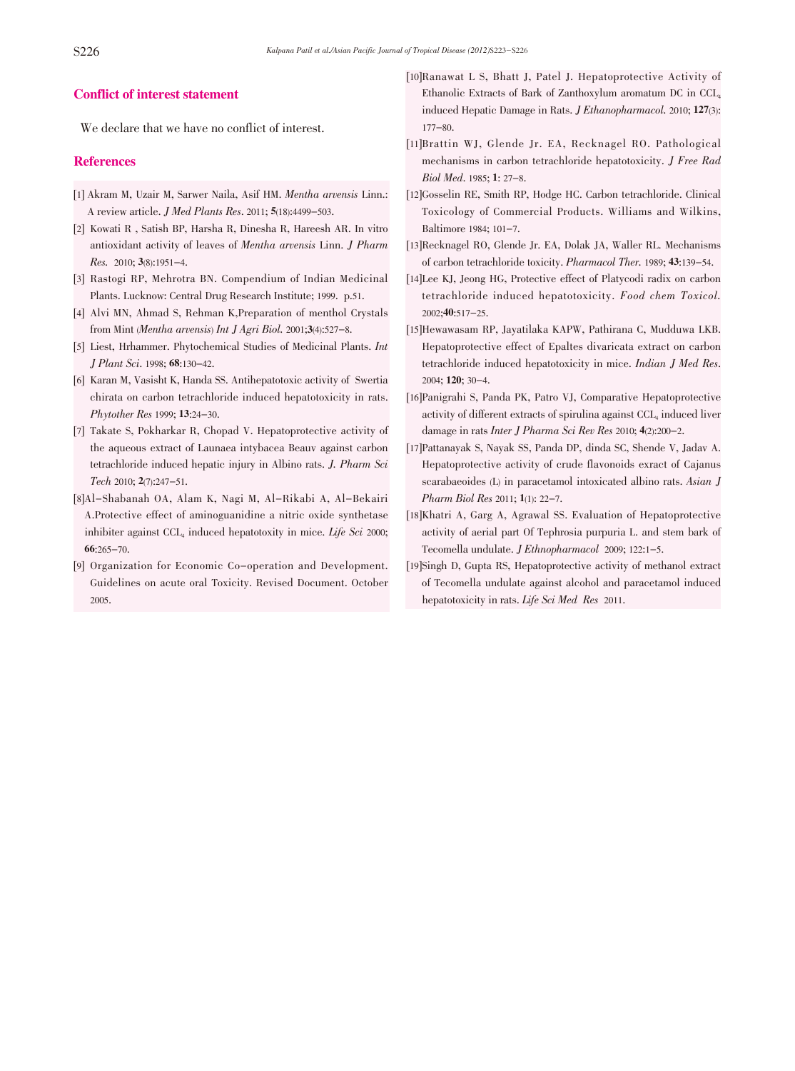## Conflict of interest statement

We declare that we have no conflict of interest.

## References

[1] Akram M, Uzair M, Sarwer Naila, Asif HM. *Mentha arvensis* Linn.: A review article. *J Med Plants Res*. 2011; **5**(18):4499–503.

[2] Kowati R , Satish BP, Harsha R, Dinesha R, Hareesh AR. In vitro antioxidant activity of leaves of *Mentha arvensis* Linn. *J Pharm Res*. 2010; **3**(8):1951–4.

[3] Rastogi RP, Mehrotra BN. Compendium of Indian Medicinal Plants. Lucknow: Central Drug Research Institute; 1999. p.51.

[4] Alvi MN, Ahmad S, Rehman K,Preparation of menthol Crystals from Mint (*Mentha arvensis*) *Int J Agri Biol*. 2001;**3**(4):527–8.

[5] Liest, Hrhammer. Phytochemical Studies of Medicinal Plants. *Int J Plant Sci*. 1998; **68**:130–42.

[6] Karan M, Vasisht K, Handa SS. Antihepatotoxic activity of Swertia chirata on carbon tetrachloride induced hepatotoxicity in rats. *Phytother Res* 1999; **13**:24–30.

[7] Takate S, Pokharkar R, Chopad V. Hepatoprotective activity of the aqueous extract of Launaea intybacea Beauv against carbon tetrachloride induced hepatic injury in Albino rats. *J. Pharm Sci Tech* 2010; **2**(7):247–51.

[8]Al-Shabanah OA, Alam K, Nagi M, Al-Rikabi A, Al-Bekairi A.Protective effect of aminoguanidine a nitric oxide synthetase inhibiter against $CCL_4$ induced hepatotoxity in mice. *Life Sci* 2000; **66**:265–70.

[9] Organization for Economic Co-operation and Development. Guidelines on acute oral Toxicity. Revised Document. October 2005.

[10]Ranawat L S, Bhatt J, Patel J. Hepatoprotective Activity of Ethanolic Extracts of Bark of Zanthoxylum aromatum DC in $CCL_4$ induced Hepatic Damage in Rats. *J Ethanopharmacol*. 2010; **127**(3): 177–80.

[11]Brattin WJ, Glende Jr. EA, Recknagel RO. Pathological mechanisms in carbon tetrachloride hepatotoxicity. *J Free Rad Biol Med*. 1985; **1**: 27–8.

[12]Gosselin RE, Smith RP, Hodge HC. Carbon tetrachloride. Clinical Toxicology of Commercial Products. Williams and Wilkins, Baltimore 1984; 101–7.

[13]Recknagel RO, Glende Jr. EA, Dolak JA, Waller RL. Mechanisms of carbon tetrachloride toxicity. *Pharmacol Ther*. 1989; **43**:139–54.

[14]Lee KJ, Jeong HG, Protective effect of Platycodi radix on carbon tetrachloride induced hepatotoxicity. *Food chem Toxicol*. 2002;**40**:517–25.

[15]Hewawasam RP, Jayatilaka KAPW, Pathirana C, Mudduwa LKB. Hepatoprotective effect of Epaltes divaricata extract on carbon tetrachloride induced hepatotoxicity in mice. *Indian J Med Res*. 2004; **120**; 30–4.

[16]Panigrahi S, Panda PK, Patro VJ, Comparative Hepatoprotective activity of different extracts of spirulina against $CCL_4$ induced liver damage in rats *Inter J Pharma Sci Rev Res* 2010; **4**(2):200–2.

[17]Pattanayak S, Nayak SS, Panda DP, dinda SC, Shende V, Jadav A. Hepatoprotective activity of crude flavonoids exract of Cajanus scarabaeoides (L) in paracetamol intoxicated albino rats. *Asian J Pharm Biol Res* 2011; **1**(1): 22–7.

[18]Khatri A, Garg A, Agrawal SS. Evaluation of Hepatoprotective activity of aerial part Of Tephrosia purpuria L. and stem bark of Tecomella undulate. *J Ethnopharmacol* 2009; 122:1–5.

[19]Singh D, Gupta RS, Hepatoprotective activity of methanol extract of Tecomella undulate against alcohol and paracetamol induced hepatotoxicity in rats. *Life Sci Med Res* 2011.